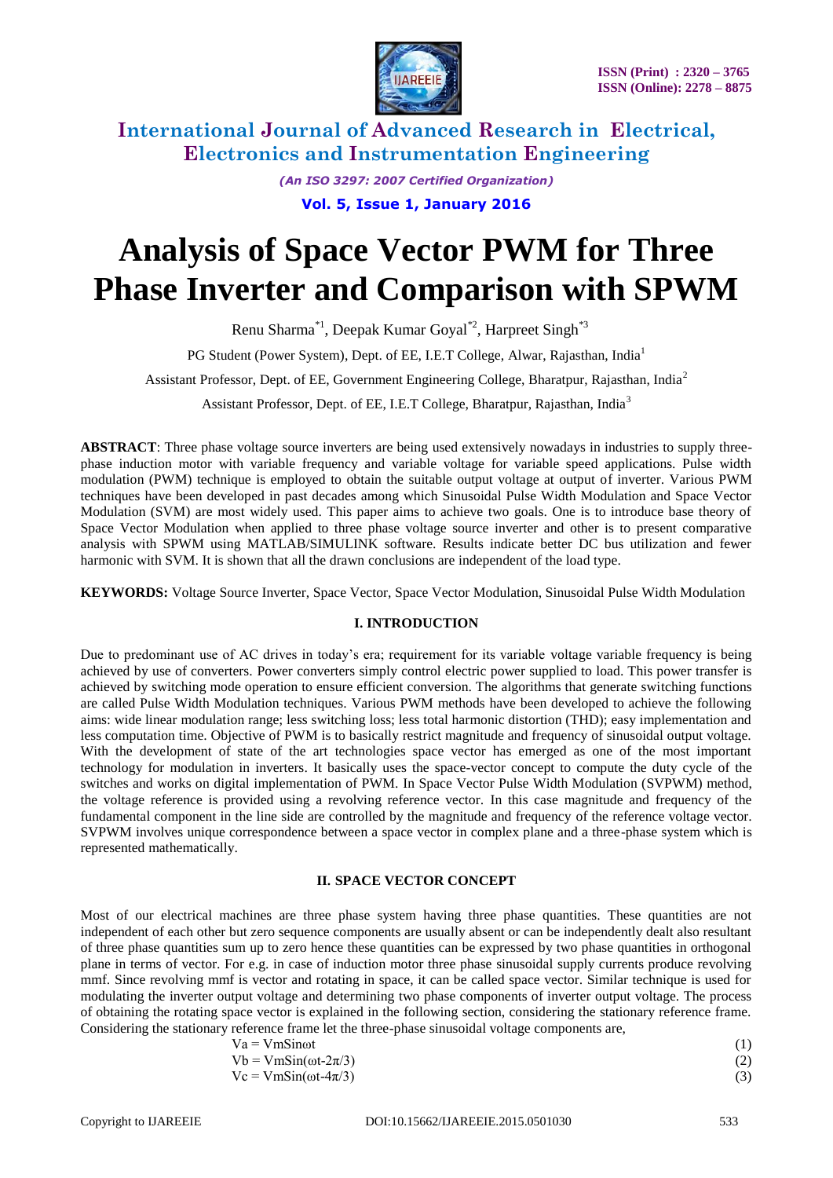# Analysis of Space Vector PWM for Three Phase Inverter and Comparison with SPWM

Renu Sharma[*1], Deepak Kumar Goyal[*2], Harpreet Singh[*3]

PG Student (Power System), Dept. of EE, I.E.T College, Alwar, Rajasthan, India[1]

Assistant Professor, Dept. of EE, Government Engineering College, Bharatpur, Rajasthan, India[2]

Assistant Professor, Dept. of EE, I.E.T College, Bharatpur, Rajasthan, India[3]

**ABSTRACT**: Three phase voltage source inverters are being used extensively nowadays in industries to supply three-phase induction motor with variable frequency and variable voltage for variable speed applications. Pulse width modulation (PWM) technique is employed to obtain the suitable output voltage at output of inverter. Various PWM techniques have been developed in past decades among which Sinusoidal Pulse Width Modulation and Space Vector Modulation (SVM) are most widely used. This paper aims to achieve two goals. One is to introduce base theory of Space Vector Modulation when applied to three phase voltage source inverter and other is to present comparative analysis with SPWM using MATLAB/SIMULINK software. Results indicate better DC bus utilization and fewer harmonic with SVM. It is shown that all the drawn conclusions are independent of the load type.

**KEYWORDS:** Voltage Source Inverter, Space Vector, Space Vector Modulation, Sinusoidal Pulse Width Modulation

## I. INTRODUCTION

Due to predominant use of AC drives in today's era; requirement for its variable voltage variable frequency is being achieved by use of converters. Power converters simply control electric power supplied to load. This power transfer is achieved by switching mode operation to ensure efficient conversion. The algorithms that generate switching functions are called Pulse Width Modulation techniques. Various PWM methods have been developed to achieve the following aims: wide linear modulation range; less switching loss; less total harmonic distortion (THD); easy implementation and less computation time. Objective of PWM is to basically restrict magnitude and frequency of sinusoidal output voltage. With the development of state of the art technologies space vector has emerged as one of the most important technology for modulation in inverters. It basically uses the space-vector concept to compute the duty cycle of the switches and works on digital implementation of PWM. In Space Vector Pulse Width Modulation (SVPWM) method, the voltage reference is provided using a revolving reference vector. In this case magnitude and frequency of the fundamental component in the line side are controlled by the magnitude and frequency of the reference voltage vector. SVPWM involves unique correspondence between a space vector in complex plane and a three-phase system which is represented mathematically.

## II. SPACE VECTOR CONCEPT

Most of our electrical machines are three phase system having three phase quantities. These quantities are not independent of each other but zero sequence components are usually absent or can be independently dealt also resultant of three phase quantities sum up to zero hence these quantities can be expressed by two phase quantities in orthogonal plane in terms of vector. For e.g. in case of induction motor three phase sinusoidal supply currents produce revolving mmf. Since revolving mmf is vector and rotating in space, it can be called space vector. Similar technique is used for modulating the inverter output voltage and determining two phase components of inverter output voltage. The process of obtaining the rotating space vector is explained in the following section, considering the stationary reference frame. Considering the stationary reference frame let the three-phase sinusoidal voltage components are,

$$V_a = V_m \sin \omega t \tag{1}$$

$$V_b = V_m \sin(\omega t - 2\pi/3) \tag{2}$$

$$V_c = V_m \sin(\omega t - 4\pi/3) \tag{3}$$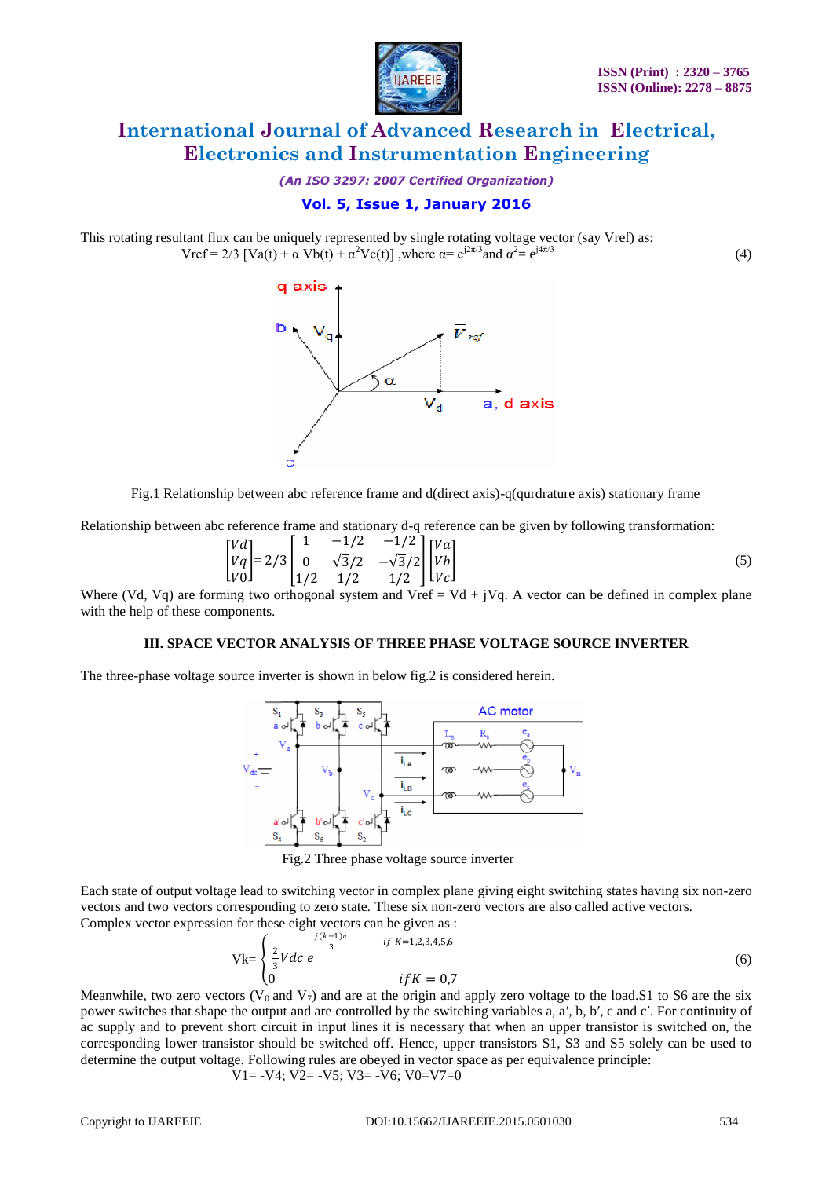This rotating resultant flux can be uniquely represented by single rotating voltage vector (say Vref) as:

$$Vref = 2/3\,[Va(t) + \alpha\, Vb(t) + \alpha^2 Vc(t)] \text{ ,where } \alpha = e^{i2\pi/3} \text{ and } \alpha^2 = e^{i4\pi/3} \quad (4)$$

Fig.1 Relationship between abc reference frame and d(direct axis)-q(qurdrature axis) stationary frame

Relationship between abc reference frame and stationary d-q reference can be given by following transformation:

$$\begin{bmatrix} Vd \\ Vq \\ V0 \end{bmatrix} = 2/3 \begin{bmatrix} 1 & -1/2 & -1/2 \\ 0 & \sqrt{3}/2 & -\sqrt{3}/2 \\ 1/2 & 1/2 & 1/2 \end{bmatrix} \begin{bmatrix} Va \\ Vb \\ Vc \end{bmatrix} \quad (5)$$

Where (Vd, Vq) are forming two orthogonal system and Vref = Vd + jVq. A vector can be defined in complex plane with the help of these components.

## III. SPACE VECTOR ANALYSIS OF THREE PHASE VOLTAGE SOURCE INVERTER

The three-phase voltage source inverter is shown in below fig.2 is considered herein.

Fig.2 Three phase voltage source inverter

Each state of output voltage lead to switching vector in complex plane giving eight switching states having six non-zero vectors and two vectors corresponding to zero state. These six non-zero vectors are also called active vectors.
Complex vector expression for these eight vectors can be given as :

$$Vk = \begin{cases} \frac{2}{3} Vdc\, e^{\frac{j(k-1)\pi}{3}} & if\ K=1,2,3,4,5,6 \\ 0 & if K = 0,7 \end{cases} \quad (6)$$

Meanwhile, two zero vectors ($V_0$ and $V_7$) are at the origin and apply zero voltage to the load.S1 to S6 are the six power switches that shape the output and are controlled by the switching variables a, a′, b, b′, c and c′. For continuity of ac supply and to prevent short circuit in input lines it is necessary that when an upper transistor is switched on, the corresponding lower transistor should be switched off. Hence, upper transistors S1, S3 and S5 solely can be used to determine the output voltage. Following rules are obeyed in vector space as per equivalence principle:

V1= -V4; V2= -V5; V3= -V6; V0=V7=0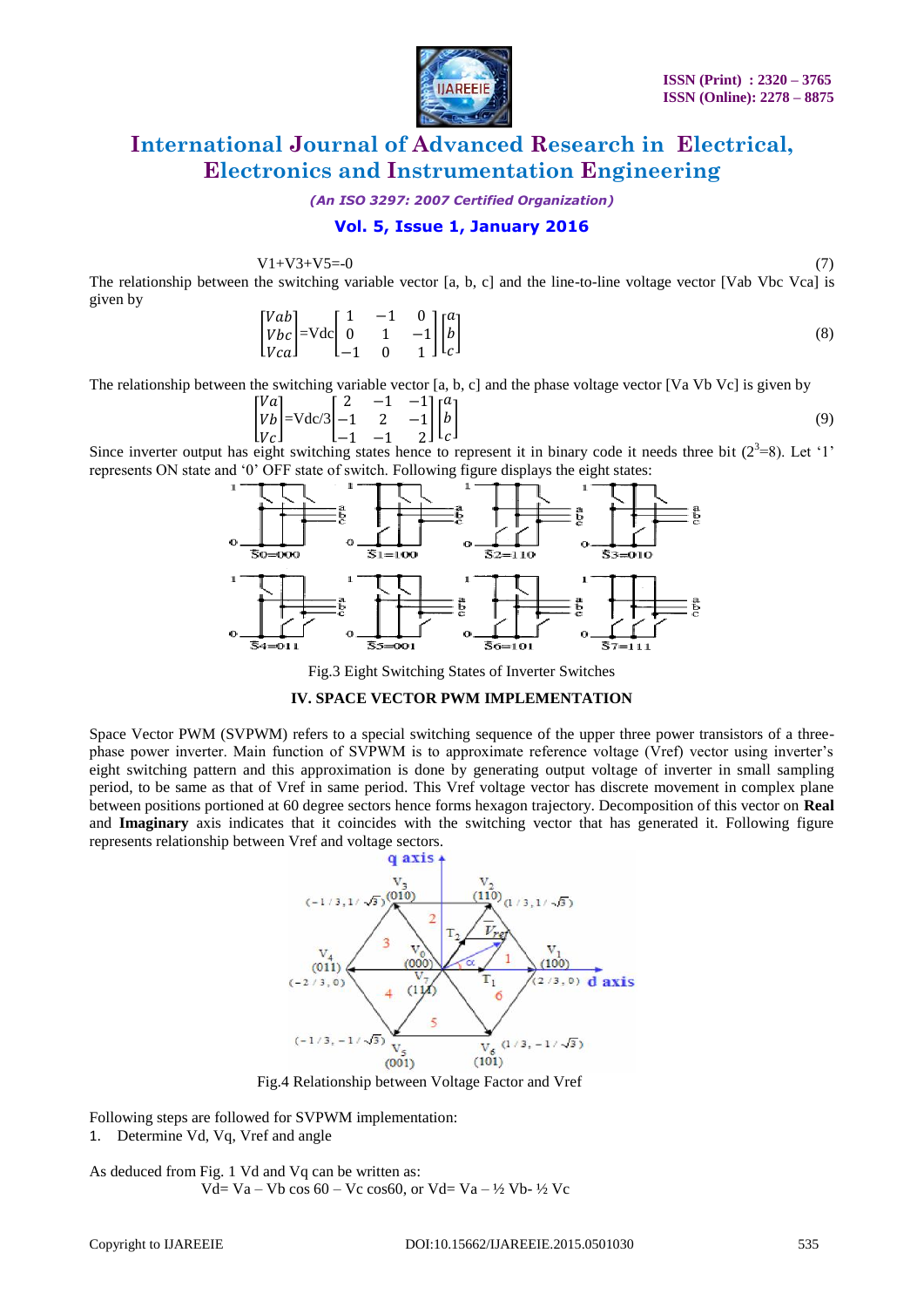$$V1+V3+V5=-0 \tag{7}$$

The relationship between the switching variable vector [a, b, c] and the line-to-line voltage vector [Vab Vbc Vca] is given by

$$\begin{bmatrix} Vab \\ Vbc \\ Vca \end{bmatrix} = Vdc \begin{bmatrix} 1 & -1 & 0 \\ 0 & 1 & -1 \\ -1 & 0 & 1 \end{bmatrix} \begin{bmatrix} a \\ b \\ c \end{bmatrix} \tag{8}$$

The relationship between the switching variable vector [a, b, c] and the phase voltage vector [Va Vb Vc] is given by

$$\begin{bmatrix} Va \\ Vb \\ Vc \end{bmatrix} = Vdc/3 \begin{bmatrix} 2 & -1 & -1 \\ -1 & 2 & -1 \\ -1 & -1 & 2 \end{bmatrix} \begin{bmatrix} a \\ b \\ c \end{bmatrix} \tag{9}$$

Since inverter output has eight switching states hence to represent it in binary code it needs three bit ($2^3$=8). Let '1' represents ON state and '0' OFF state of switch. Following figure displays the eight states:

Fig.3 Eight Switching States of Inverter Switches

## IV. SPACE VECTOR PWM IMPLEMENTATION

Space Vector PWM (SVPWM) refers to a special switching sequence of the upper three power transistors of a three-phase power inverter. Main function of SVPWM is to approximate reference voltage (Vref) vector using inverter's eight switching pattern and this approximation is done by generating output voltage of inverter in small sampling period, to be same as that of Vref in same period. This Vref voltage vector has discrete movement in complex plane between positions portioned at 60 degree sectors hence forms hexagon trajectory. Decomposition of this vector on **Real** and **Imaginary** axis indicates that it coincides with the switching vector that has generated it. Following figure represents relationship between Vref and voltage sectors.

Fig.4 Relationship between Voltage Factor and Vref

Following steps are followed for SVPWM implementation:

1. Determine Vd, Vq, Vref and angle

As deduced from Fig. 1 Vd and Vq can be written as:

$$Vd = Va - Vb \cos 60 - Vc \cos 60, \text{ or } Vd = Va - \tfrac{1}{2} Vb - \tfrac{1}{2} Vc$$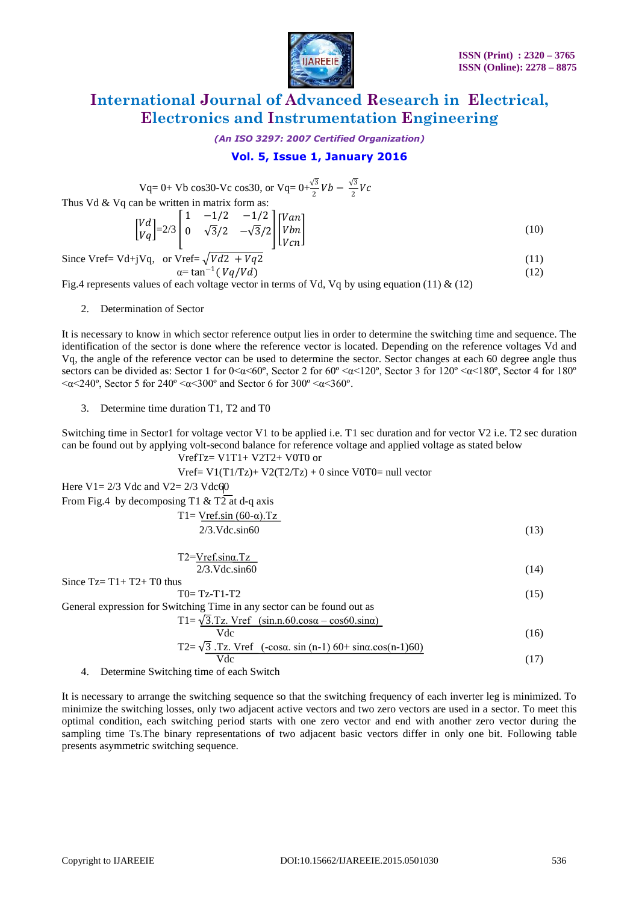Vq= 0+ Vb cos30-Vc cos30, or Vq= $0+\frac{\sqrt{3}}{2}Vb - \frac{\sqrt{3}}{2}Vc$

Thus Vd & Vq can be written in matrix form as:

$$\begin{bmatrix} Vd \\ Vq \end{bmatrix} = 2/3 \begin{bmatrix} 1 & -1/2 & -1/2 \\ 0 & \sqrt{3}/2 & -\sqrt{3}/2 \end{bmatrix} \begin{bmatrix} Van \\ Vbn \\ Vcn \end{bmatrix} \tag{10}$$

Since Vref= Vd+jVq, or Vref= $\sqrt{Vd2 + Vq2}$ (11)

$$\alpha = \tan^{-1}(Vq/Vd) \tag{12}$$

Fig.4 represents values of each voltage vector in terms of Vd, Vq by using equation (11) & (12)

2. Determination of Sector

It is necessary to know in which sector reference output lies in order to determine the switching time and sequence. The identification of the sector is done where the reference vector is located. Depending on the reference voltages Vd and Vq, the angle of the reference vector can be used to determine the sector. Sector changes at each 60 degree angle thus sectors can be divided as: Sector 1 for 0<α<60º, Sector 2 for 60º <α<120º, Sector 3 for 120º <α<180º, Sector 4 for 180º <α<240º, Sector 5 for 240º <α<300º and Sector 6 for 300º <α<360º.

3. Determine time duration T1, T2 and T0

Switching time in Sector1 for voltage vector V1 to be applied i.e. T1 sec duration and for vector V2 i.e. T2 sec duration can be found out by applying volt-second balance for reference voltage and applied voltage as stated below

VrefTz= V1T1+ V2T2+ V0T0 or

Vref= V1(T1/Tz)+ V2(T2/Tz) + 0 since V0T0= null vector

Here V1= 2/3 Vdc and V2= 2/3 Vdc60

From Fig.4 by decomposing T1 & T2 at d-q axis

$$T1 = \frac{Vref.\sin(60-\alpha).Tz}{2/3.Vdc.\sin 60} \tag{13}$$

$$T2 = \frac{Vref.\sin\alpha.Tz}{2/3.Vdc.\sin 60} \tag{14}$$

Since Tz= T1+ T2+ T0 thus

$$T0 = Tz-T1-T2 \tag{15}$$

General expression for Switching Time in any sector can be found out as

$$T1 = \frac{\sqrt{3}.Tz.\ Vref\ \ (\sin.n.60.\cos\alpha - \cos 60.\sin\alpha)}{Vdc} \tag{16}$$

$$T2 = \frac{\sqrt{3}\ .Tz.\ Vref\ \ (-\cos\alpha.\ \sin(n-1)60 + \sin\alpha.\cos(n-1)60)}{Vdc} \tag{17}$$

4. Determine Switching time of each Switch

It is necessary to arrange the switching sequence so that the switching frequency of each inverter leg is minimized. To minimize the switching losses, only two adjacent active vectors and two zero vectors are used in a sector. To meet this optimal condition, each switching period starts with one zero vector and end with another zero vector during the sampling time Ts.The binary representations of two adjacent basic vectors differ in only one bit. Following table presents asymmetric switching sequence.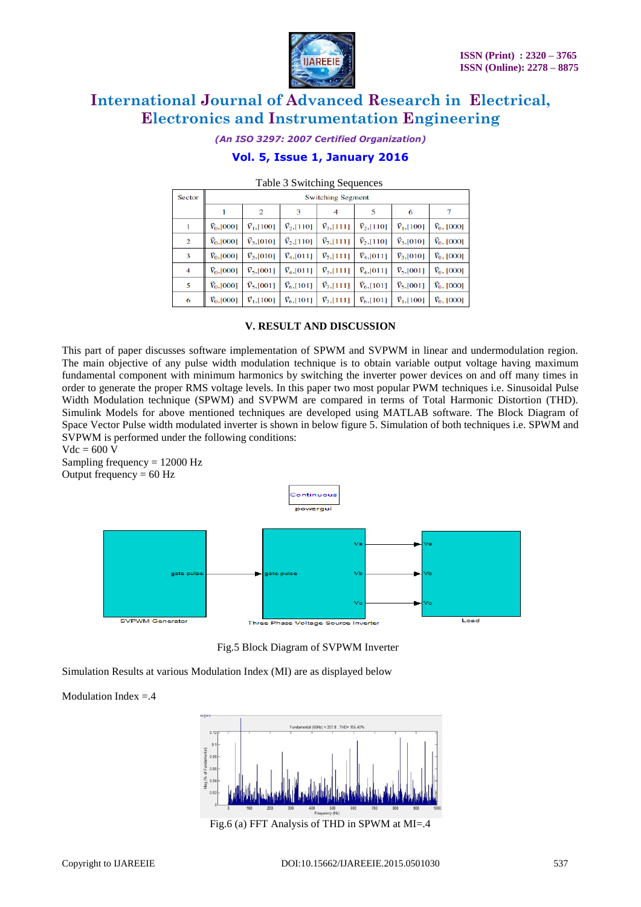Table 3 Switching Sequences

| Sector | Switching Segment | | | | | | |
|---|---|---|---|---|---|---|---|
| | 1 | 2 | 3 | 4 | 5 | 6 | 7 |
| 1 | $\vec{V}_0$,[000] | $\vec{V}_1$,[100] | $\vec{V}_2$,[110] | $\vec{V}_7$,[111] | $\vec{V}_2$,[110] | $\vec{V}_1$,[100] | $\vec{V}_0$, [000] |
| 2 | $\vec{V}_0$,[000] | $\vec{V}_3$,[010] | $\vec{V}_2$,[110] | $\vec{V}_7$,[111] | $\vec{V}_2$,[110] | $\vec{V}_3$,[010] | $\vec{V}_0$, [000] |
| 3 | $\vec{V}_0$,[000] | $\vec{V}_3$,[010] | $\vec{V}_4$,[011] | $\vec{V}_7$,[111] | $\vec{V}_4$,[011] | $\vec{V}_3$,[010] | $\vec{V}_0$, [000] |
| 4 | $\vec{V}_0$,[000] | $\vec{V}_5$,[001] | $\vec{V}_4$,[011] | $\vec{V}_7$,[111] | $\vec{V}_4$,[011] | $\vec{V}_5$,[001] | $\vec{V}_0$, [000] |
| 5 | $\vec{V}_0$,[000] | $\vec{V}_5$,[001] | $\vec{V}_6$,[101] | $\vec{V}_7$,[111] | $\vec{V}_6$,[101] | $\vec{V}_5$,[001] | $\vec{V}_0$, [000] |
| 6 | $\vec{V}_0$,[000] | $\vec{V}_1$,[100] | $\vec{V}_6$,[101] | $\vec{V}_7$,[111] | $\vec{V}_6$,[101] | $\vec{V}_1$,[100] | $\vec{V}_0$, [000] |

## V. RESULT AND DISCUSSION

This part of paper discusses software implementation of SPWM and SVPWM in linear and undermodulation region. The main objective of any pulse width modulation technique is to obtain variable output voltage having maximum fundamental component with minimum harmonics by switching the inverter power devices on and off many times in order to generate the proper RMS voltage levels. In this paper two most popular PWM techniques i.e. Sinusoidal Pulse Width Modulation technique (SPWM) and SVPWM are compared in terms of Total Harmonic Distortion (THD). Simulink Models for above mentioned techniques are developed using MATLAB software. The Block Diagram of Space Vector Pulse width modulated inverter is shown in below figure 5. Simulation of both techniques i.e. SPWM and SVPWM is performed under the following conditions:

Vdc = 600 V

Sampling frequency = 12000 Hz

Output frequency = 60 Hz

Fig.5 Block Diagram of SVPWM Inverter

Simulation Results at various Modulation Index (MI) are as displayed below

Modulation Index =.4

Fig.6 (a) FFT Analysis of THD in SPWM at MI=.4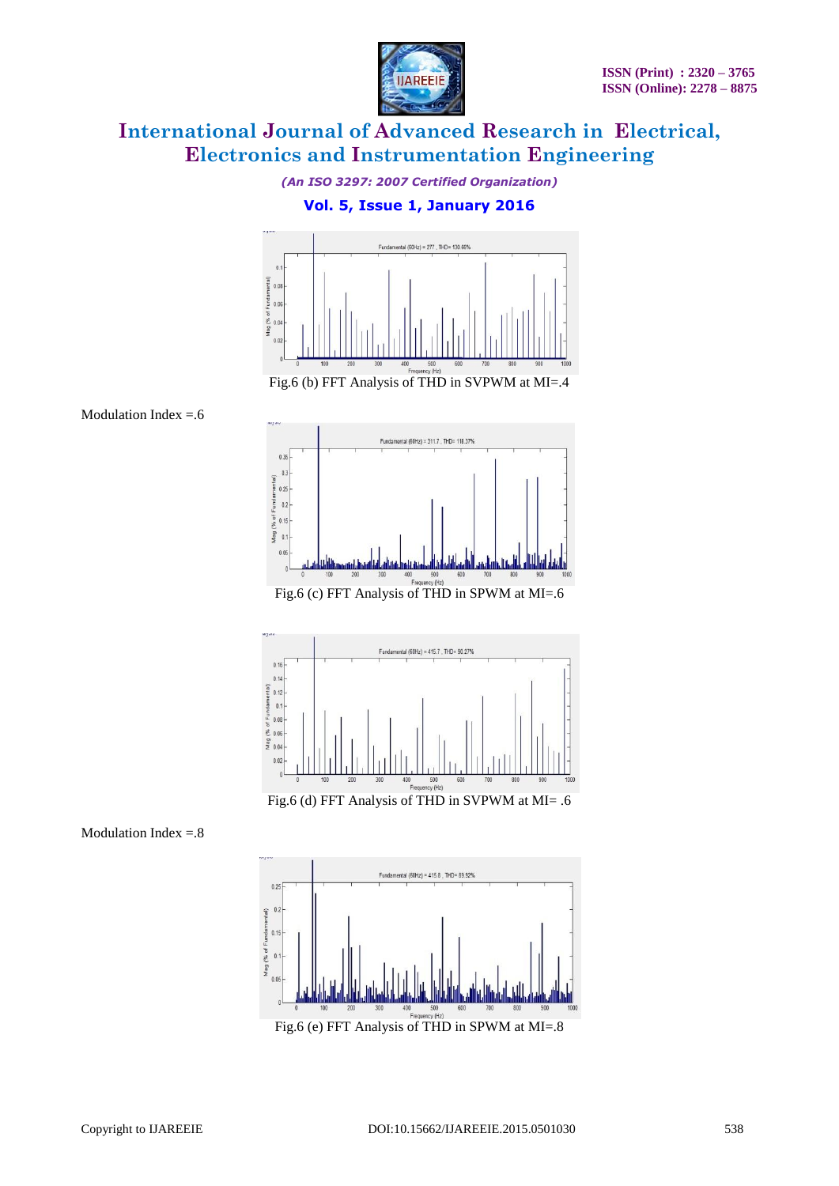Fig.6 (b) FFT Analysis of THD in SVPWM at MI=.4

Modulation Index =.6

Fig.6 (c) FFT Analysis of THD in SPWM at MI=.6

Fig.6 (d) FFT Analysis of THD in SVPWM at MI= .6

Modulation Index =.8

Fig.6 (e) FFT Analysis of THD in SPWM at MI=.8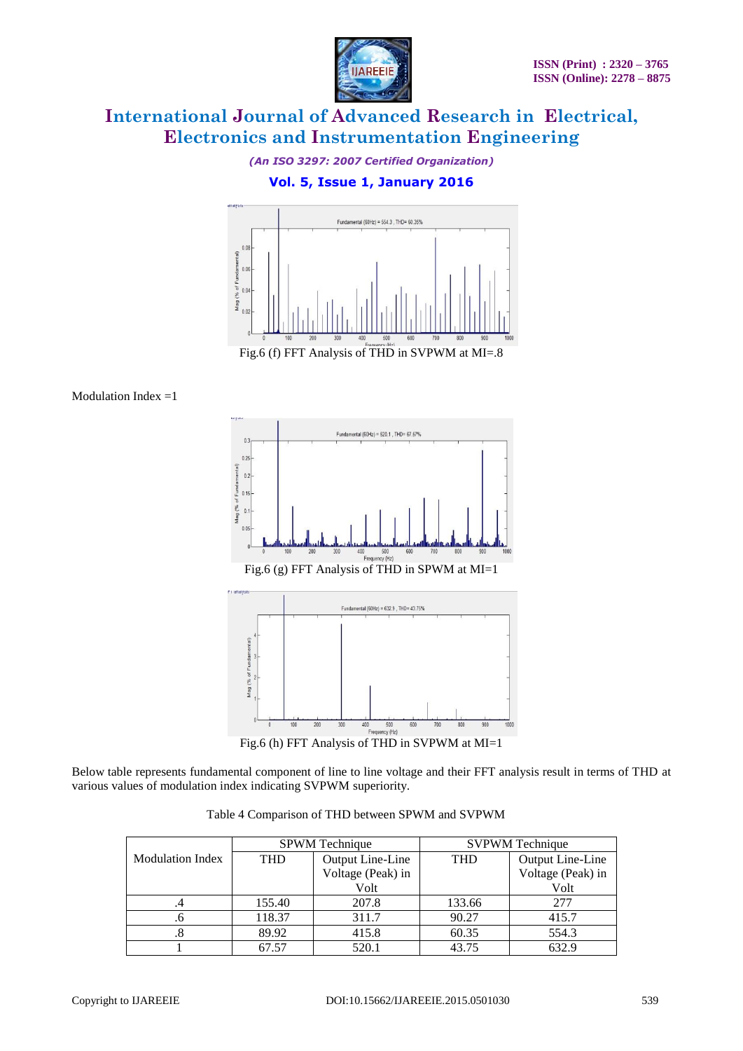Fig.6 (f) FFT Analysis of THD in SVPWM at MI=.8

Modulation Index =1

Fig.6 (g) FFT Analysis of THD in SPWM at MI=1

Fig.6 (h) FFT Analysis of THD in SVPWM at MI=1

Below table represents fundamental component of line to line voltage and their FFT analysis result in terms of THD at various values of modulation index indicating SVPWM superiority.

Table 4 Comparison of THD between SPWM and SVPWM

| Modulation Index | SPWM Technique | | SVPWM Technique | |
|---|---|---|---|---|
| | THD | Output Line-Line Voltage (Peak) in Volt | THD | Output Line-Line Voltage (Peak) in Volt |
| .4 | 155.40 | 207.8 | 133.66 | 277 |
| .6 | 118.37 | 311.7 | 90.27 | 415.7 |
| .8 | 89.92 | 415.8 | 60.35 | 554.3 |
| 1 | 67.57 | 520.1 | 43.75 | 632.9 |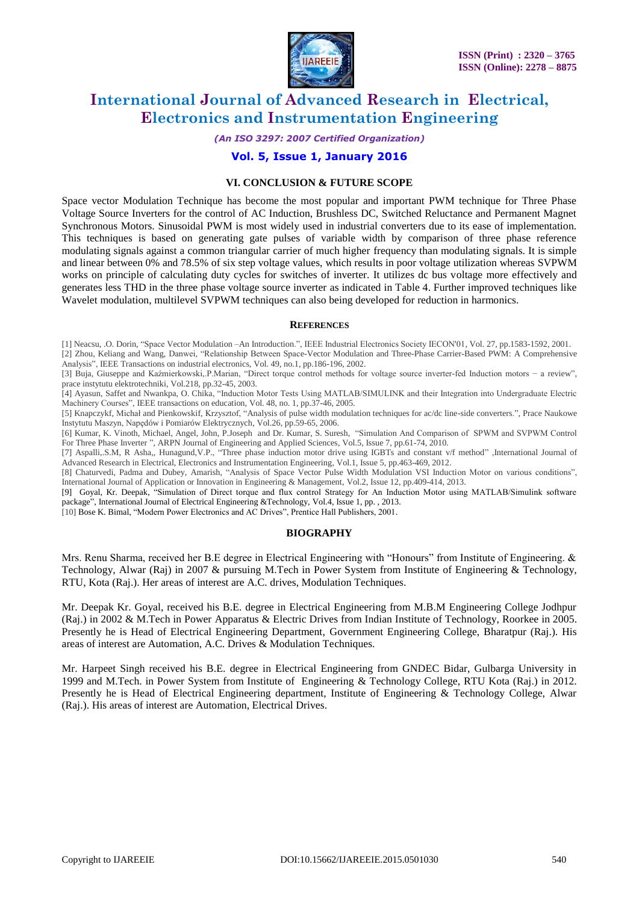## VI. CONCLUSION & FUTURE SCOPE

Space vector Modulation Technique has become the most popular and important PWM technique for Three Phase Voltage Source Inverters for the control of AC Induction, Brushless DC, Switched Reluctance and Permanent Magnet Synchronous Motors. Sinusoidal PWM is most widely used in industrial converters due to its ease of implementation. This techniques is based on generating gate pulses of variable width by comparison of three phase reference modulating signals against a common triangular carrier of much higher frequency than modulating signals. It is simple and linear between 0% and 78.5% of six step voltage values, which results in poor voltage utilization whereas SVPWM works on principle of calculating duty cycles for switches of inverter. It utilizes dc bus voltage more effectively and generates less THD in the three phase voltage source inverter as indicated in Table 4. Further improved techniques like Wavelet modulation, multilevel SVPWM techniques can also being developed for reduction in harmonics.

## REFERENCES

[1] Neacsu, .O. Dorin, "Space Vector Modulation –An Introduction.", IEEE Industrial Electronics Society IECON'01, Vol. 27, pp.1583-1592, 2001.

[2] Zhou, Keliang and Wang, Danwei, "Relationship Between Space-Vector Modulation and Three-Phase Carrier-Based PWM: A Comprehensive Analysis", IEEE Transactions on industrial electronics, Vol. 49, no.1, pp.186-196, 2002.

[3] Buja, Giuseppe and Kaźmierkowski,.P.Marian, "Direct torque control methods for voltage source inverter-fed Induction motors – a review", prace instytutu elektrotechniki, Vol.218, pp.32-45, 2003.

[4] Ayasun, Saffet and Nwankpa, O. Chika, "Induction Motor Tests Using MATLAB/SIMULINK and their Integration into Undergraduate Electric Machinery Courses", IEEE transactions on education, Vol. 48, no. 1, pp.37-46, 2005.

[5] Knapczykf, Michał and Pienkowskif, Krzysztof, "Analysis of pulse width modulation techniques for ac/dc line-side converters.", Prace Naukowe Instytutu Maszyn, Napędów i Pomiarów Elektrycznych, Vol.26, pp.59-65, 2006.

[6] Kumar, K. Vinoth, Michael, Angel, John, P.Joseph and Dr. Kumar, S. Suresh, "Simulation And Comparison of SPWM and SVPWM Control For Three Phase Inverter ", ARPN Journal of Engineering and Applied Sciences, Vol.5, Issue 7, pp.61-74, 2010.

[7] Aspalli,.S.M, R Asha,, Hunagund,V.P., "Three phase induction motor drive using IGBTs and constant v/f method" ,International Journal of Advanced Research in Electrical, Electronics and Instrumentation Engineering, Vol.1, Issue 5, pp.463-469, 2012.

[8] Chaturvedi, Padma and Dubey, Amarish, "Analysis of Space Vector Pulse Width Modulation VSI Induction Motor on various conditions", International Journal of Application or Innovation in Engineering & Management, Vol.2, Issue 12, pp.409-414, 2013.

[9] Goyal, Kr. Deepak, "Simulation of Direct torque and flux control Strategy for An Induction Motor using MATLAB/Simulink software package", International Journal of Electrical Engineering &Technology, Vol.4, Issue 1, pp. , 2013.

[10] Bose K. Bimal, "Modern Power Electronics and AC Drives", Prentice Hall Publishers, 2001.

## BIOGRAPHY

Mrs. Renu Sharma, received her B.E degree in Electrical Engineering with "Honours" from Institute of Engineering. & Technology, Alwar (Raj) in 2007 & pursuing M.Tech in Power System from Institute of Engineering & Technology, RTU, Kota (Raj.). Her areas of interest are A.C. drives, Modulation Techniques.

Mr. Deepak Kr. Goyal, received his B.E. degree in Electrical Engineering from M.B.M Engineering College Jodhpur (Raj.) in 2002 & M.Tech in Power Apparatus & Electric Drives from Indian Institute of Technology, Roorkee in 2005. Presently he is Head of Electrical Engineering Department, Government Engineering College, Bharatpur (Raj.). His areas of interest are Automation, A.C. Drives & Modulation Techniques.

Mr. Harpeet Singh received his B.E. degree in Electrical Engineering from GNDEC Bidar, Gulbarga University in 1999 and M.Tech. in Power System from Institute of Engineering & Technology College, RTU Kota (Raj.) in 2012. Presently he is Head of Electrical Engineering department, Institute of Engineering & Technology College, Alwar (Raj.). His areas of interest are Automation, Electrical Drives.